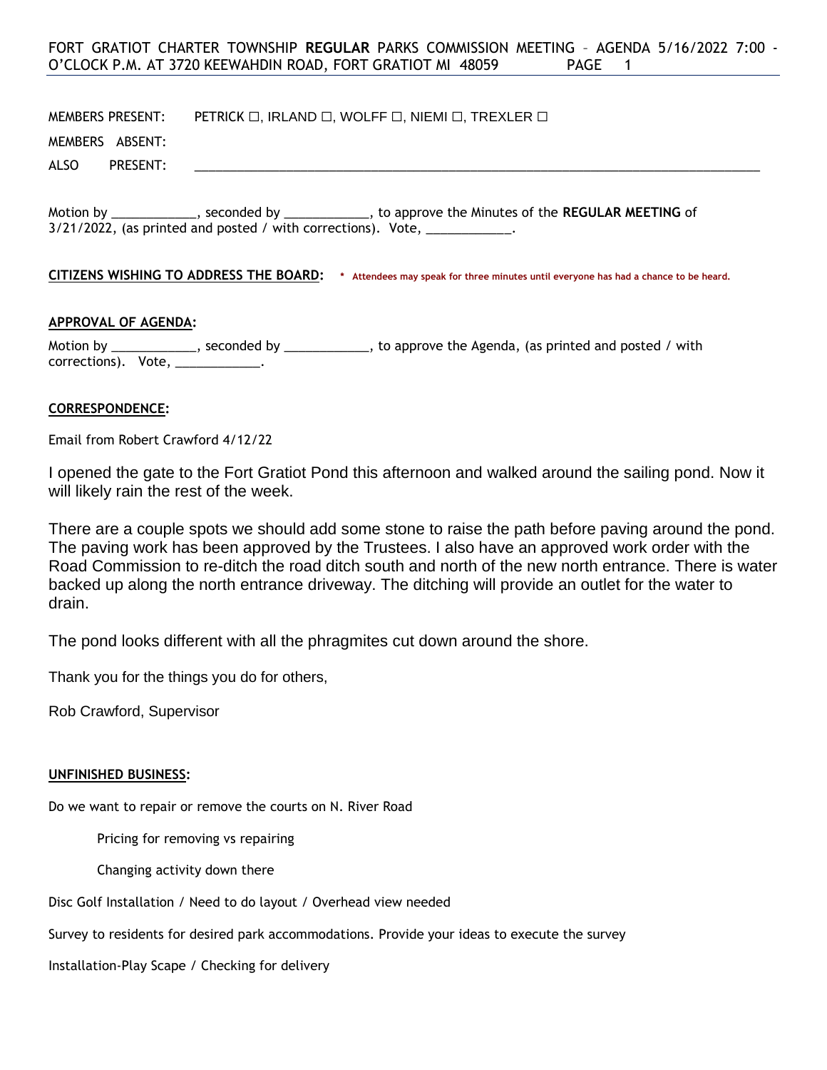FORT GRATIOT CHARTER TOWNSHIP **REGULAR** PARKS COMMISSION MEETING – AGENDA 5/16/2022 7:00 - O'CLOCK P.M. AT 3720 KEEWAHDIN ROAD, FORT GRATIOT MI 48059

MEMBERS PRESENT: PETRICK ☐, IRLAND ☐, WOLFF ☐, NIEMI ☐, TREXLER ☐

MEMBERS ABSENT:

ALSO PRESENT: ________________________________________________________________________________

Motion by ____________, seconded by ____________, to approve the Minutes of the **REGULAR MEETING** of 3/21/2022, (as printed and posted / with corrections). Vote, ____________.

**CITIZENS WISHING TO ADDRESS THE BOARD:** * Attendees may speak for three minutes until everyone has had a chance to be heard.

**APPROVAL OF AGENDA:**

Motion by ____________, seconded by ____________, to approve the Agenda, (as printed and posted / with corrections). Vote, ____________.

**CORRESPONDENCE:**

Email from Robert Crawford 4/12/22

I opened the gate to the Fort Gratiot Pond this afternoon and walked around the sailing pond. Now it will likely rain the rest of the week.

There are a couple spots we should add some stone to raise the path before paving around the pond. The paving work has been approved by the Trustees. I also have an approved work order with the Road Commission to re-ditch the road ditch south and north of the new north entrance. There is water backed up along the north entrance driveway. The ditching will provide an outlet for the water to drain.

The pond looks different with all the phragmites cut down around the shore.

Thank you for the things you do for others,

Rob Crawford, Supervisor

**UNFINISHED BUSINESS:**

Do we want to repair or remove the courts on N. River Road

- Pricing for removing vs repairing
- Changing activity down there

Disc Golf Installation / Need to do layout / Overhead view needed

Survey to residents for desired park accommodations. Provide your ideas to execute the survey

Installation-Play Scape / Checking for delivery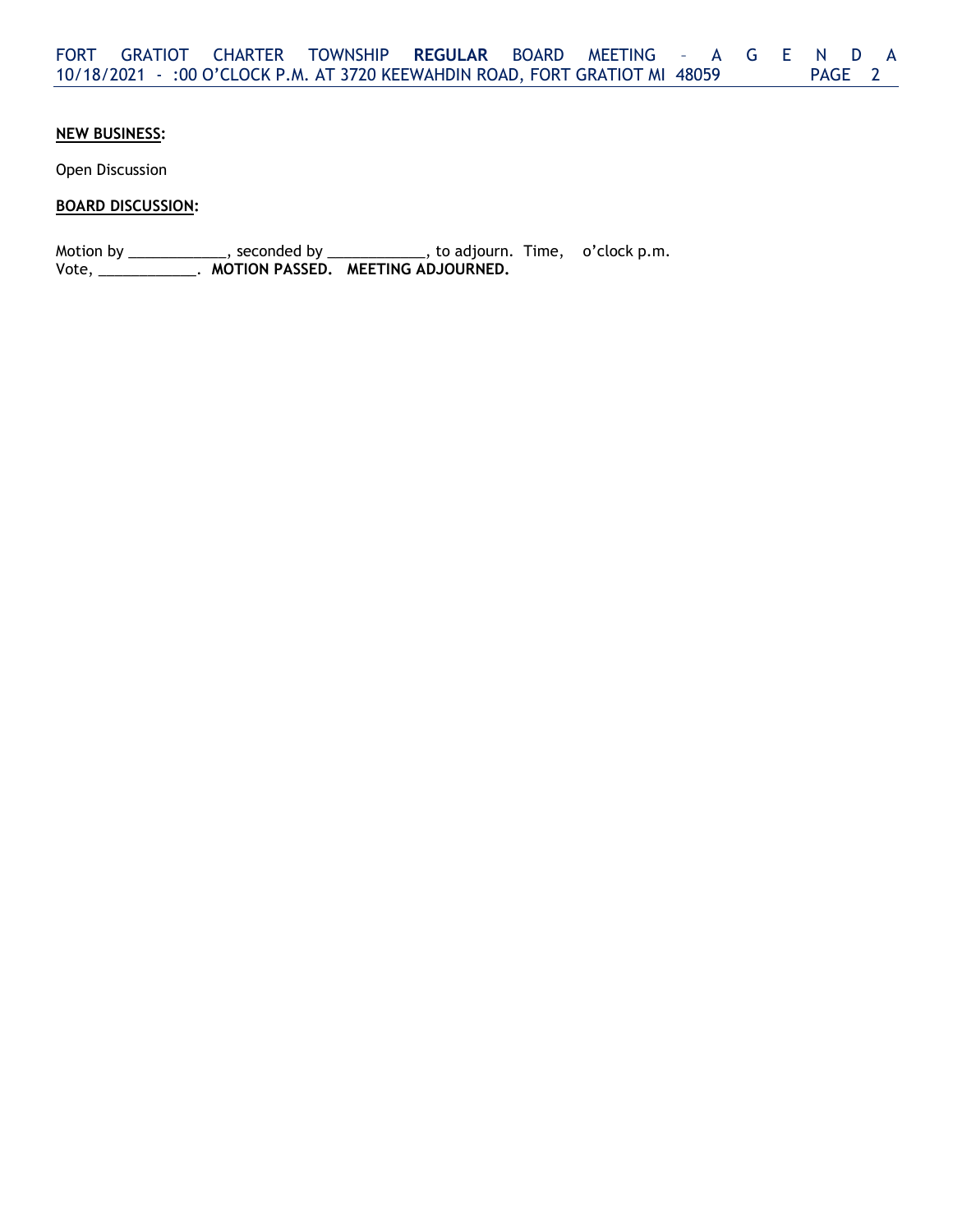**NEW BUSINESS:**

Open Discussion

**BOARD DISCUSSION:**

Motion by ____________, seconded by ____________, to adjourn. Time, o'clock p.m.
Vote, ____________. **MOTION PASSED. MEETING ADJOURNED.**